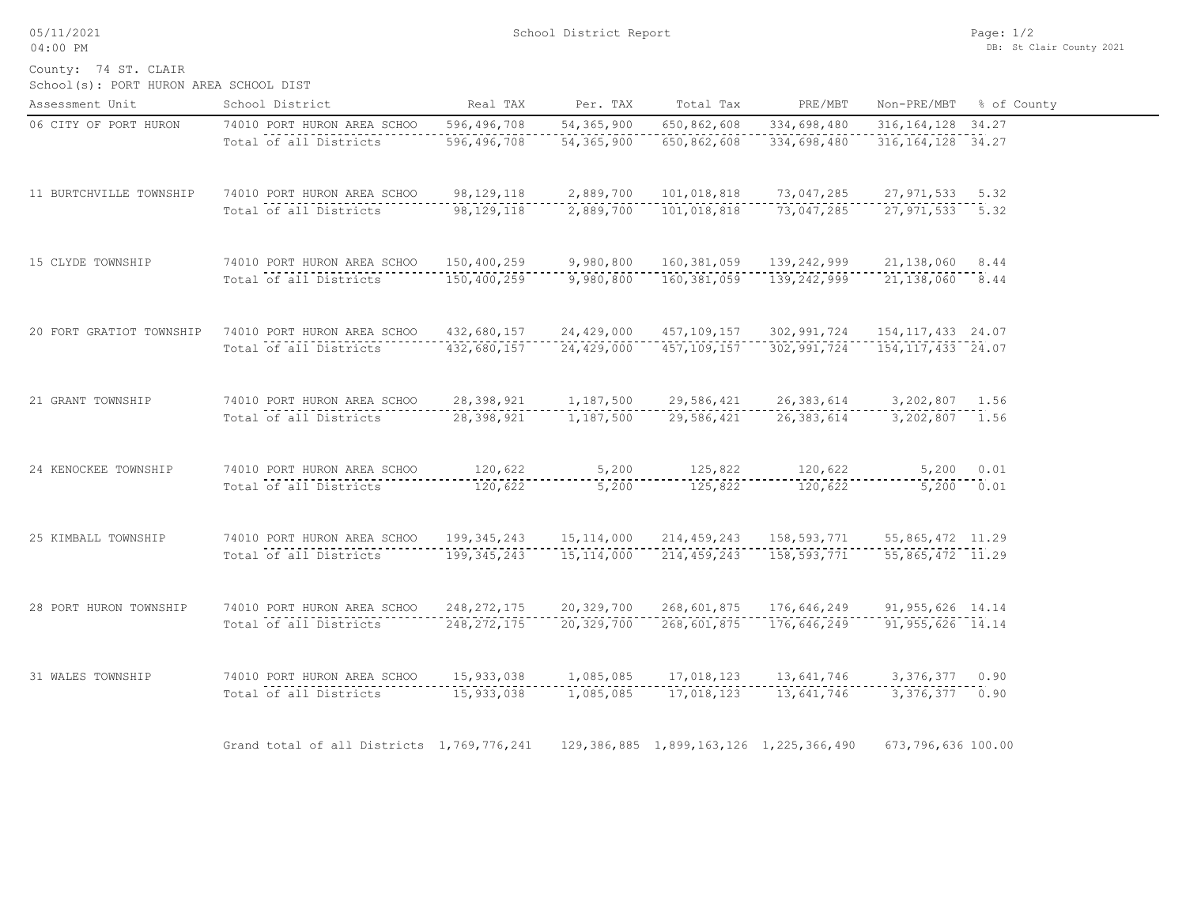05/11/2021
04:00 PM

School District Report

DB: St Clair County 2021

County: 74 ST. CLAIR
School(s): PORT HURON AREA SCHOOL DIST

| Assessment Unit | School District | Real TAX | Per. TAX | Total Tax | PRE/MBT | Non-PRE/MBT | % of County |
|---|---|---|---|---|---|---|---|
| 06 CITY OF PORT HURON | 74010 PORT HURON AREA SCHOO | 596,496,708 | 54,365,900 | 650,862,608 | 334,698,480 | 316,164,128 | 34.27 |
| | Total of all Districts | 596,496,708 | 54,365,900 | 650,862,608 | 334,698,480 | 316,164,128 | 34.27 |
| 11 BURTCHVILLE TOWNSHIP | 74010 PORT HURON AREA SCHOO | 98,129,118 | 2,889,700 | 101,018,818 | 73,047,285 | 27,971,533 | 5.32 |
| | Total of all Districts | 98,129,118 | 2,889,700 | 101,018,818 | 73,047,285 | 27,971,533 | 5.32 |
| 15 CLYDE TOWNSHIP | 74010 PORT HURON AREA SCHOO | 150,400,259 | 9,980,800 | 160,381,059 | 139,242,999 | 21,138,060 | 8.44 |
| | Total of all Districts | 150,400,259 | 9,980,800 | 160,381,059 | 139,242,999 | 21,138,060 | 8.44 |
| 20 FORT GRATIOT TOWNSHIP | 74010 PORT HURON AREA SCHOO | 432,680,157 | 24,429,000 | 457,109,157 | 302,991,724 | 154,117,433 | 24.07 |
| | Total of all Districts | 432,680,157 | 24,429,000 | 457,109,157 | 302,991,724 | 154,117,433 | 24.07 |
| 21 GRANT TOWNSHIP | 74010 PORT HURON AREA SCHOO | 28,398,921 | 1,187,500 | 29,586,421 | 26,383,614 | 3,202,807 | 1.56 |
| | Total of all Districts | 28,398,921 | 1,187,500 | 29,586,421 | 26,383,614 | 3,202,807 | 1.56 |
| 24 KENOCKEE TOWNSHIP | 74010 PORT HURON AREA SCHOO | 120,622 | 5,200 | 125,822 | 120,622 | 5,200 | 0.01 |
| | Total of all Districts | 120,622 | 5,200 | 125,822 | 120,622 | 5,200 | 0.01 |
| 25 KIMBALL TOWNSHIP | 74010 PORT HURON AREA SCHOO | 199,345,243 | 15,114,000 | 214,459,243 | 158,593,771 | 55,865,472 | 11.29 |
| | Total of all Districts | 199,345,243 | 15,114,000 | 214,459,243 | 158,593,771 | 55,865,472 | 11.29 |
| 28 PORT HURON TOWNSHIP | 74010 PORT HURON AREA SCHOO | 248,272,175 | 20,329,700 | 268,601,875 | 176,646,249 | 91,955,626 | 14.14 |
| | Total of all Districts | 248,272,175 | 20,329,700 | 268,601,875 | 176,646,249 | 91,955,626 | 14.14 |
| 31 WALES TOWNSHIP | 74010 PORT HURON AREA SCHOO | 15,933,038 | 1,085,085 | 17,018,123 | 13,641,746 | 3,376,377 | 0.90 |
| | Total of all Districts | 15,933,038 | 1,085,085 | 17,018,123 | 13,641,746 | 3,376,377 | 0.90 |
| | Grand total of all Districts | 1,769,776,241 | 129,386,885 | 1,899,163,126 | 1,225,366,490 | 673,796,636 | 100.00 |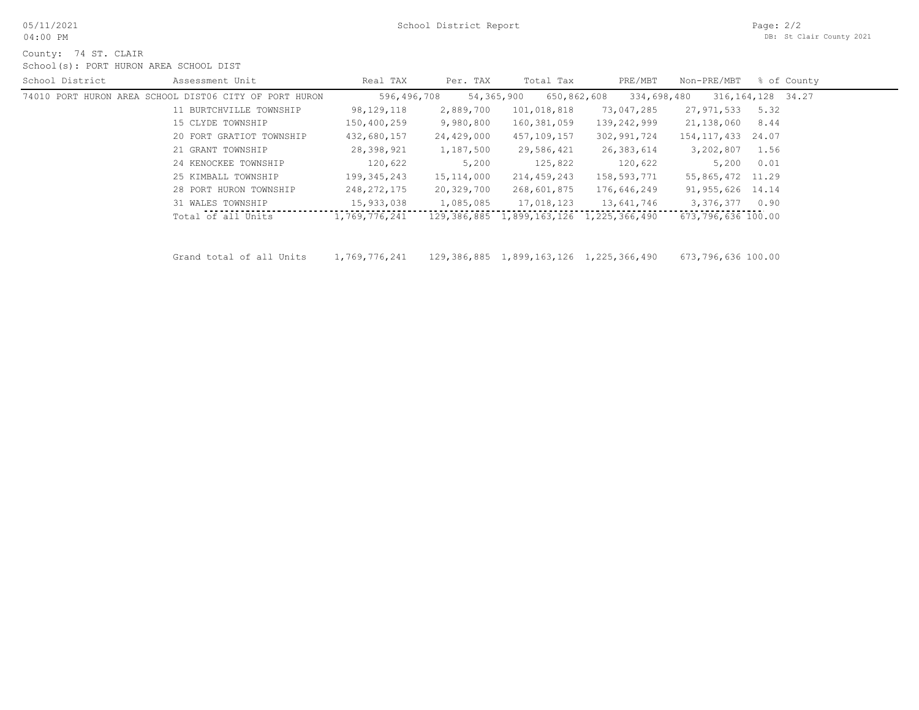05/11/2021
04:00 PM

School District Report

DB: St Clair County 2021

County: 74 ST. CLAIR
School(s): PORT HURON AREA SCHOOL DIST

| School District | Assessment Unit | Real TAX | Per. TAX | Total Tax | PRE/MBT | Non-PRE/MBT | % of County |
|---|---|---|---|---|---|---|---|
| 74010 PORT HURON AREA SCHOOL DIST | 06 CITY OF PORT HURON | 596,496,708 | 54,365,900 | 650,862,608 | 334,698,480 | 316,164,128 | 34.27 |
| | 11 BURTCHVILLE TOWNSHIP | 98,129,118 | 2,889,700 | 101,018,818 | 73,047,285 | 27,971,533 | 5.32 |
| | 15 CLYDE TOWNSHIP | 150,400,259 | 9,980,800 | 160,381,059 | 139,242,999 | 21,138,060 | 8.44 |
| | 20 FORT GRATIOT TOWNSHIP | 432,680,157 | 24,429,000 | 457,109,157 | 302,991,724 | 154,117,433 | 24.07 |
| | 21 GRANT TOWNSHIP | 28,398,921 | 1,187,500 | 29,586,421 | 26,383,614 | 3,202,807 | 1.56 |
| | 24 KENOCKEE TOWNSHIP | 120,622 | 5,200 | 125,822 | 120,622 | 5,200 | 0.01 |
| | 25 KIMBALL TOWNSHIP | 199,345,243 | 15,114,000 | 214,459,243 | 158,593,771 | 55,865,472 | 11.29 |
| | 28 PORT HURON TOWNSHIP | 248,272,175 | 20,329,700 | 268,601,875 | 176,646,249 | 91,955,626 | 14.14 |
| | 31 WALES TOWNSHIP | 15,933,038 | 1,085,085 | 17,018,123 | 13,641,746 | 3,376,377 | 0.90 |
| | Total of all Units | 1,769,776,241 | 129,386,885 | 1,899,163,126 | 1,225,366,490 | 673,796,636 | 100.00 |
| | Grand total of all Units | 1,769,776,241 | 129,386,885 | 1,899,163,126 | 1,225,366,490 | 673,796,636 | 100.00 |